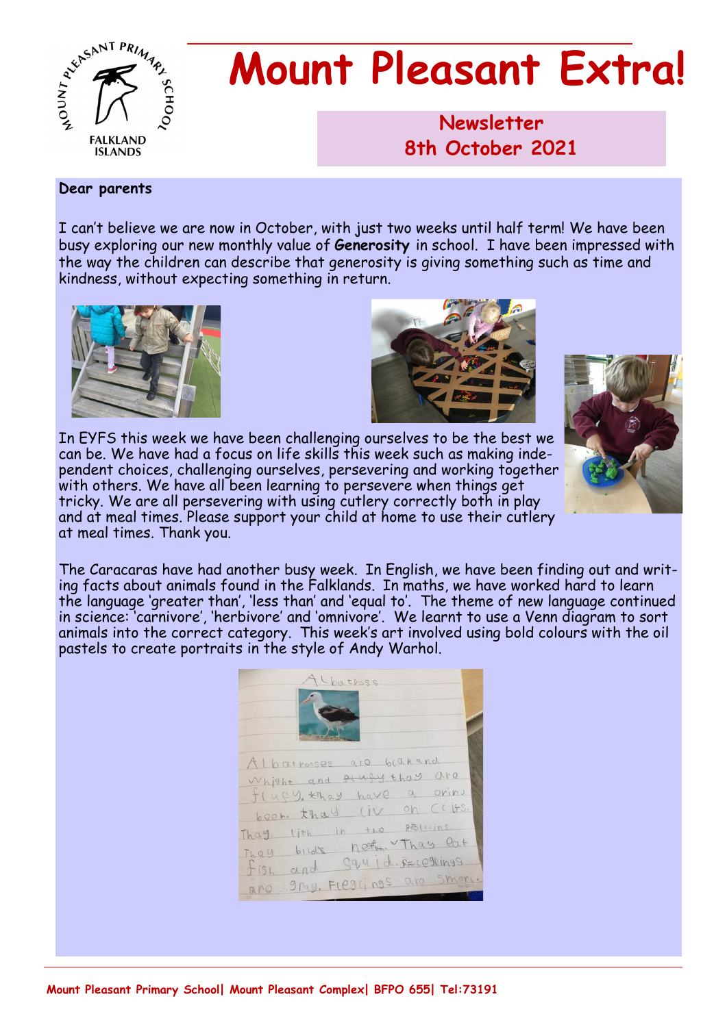# Mount Pleasant Extra!

**Newsletter**
**8th October 2021**

**Dear parents**

I can't believe we are now in October, with just two weeks until half term! We have been busy exploring our new monthly value of **Generosity** in school. I have been impressed with the way the children can describe that generosity is giving something such as time and kindness, without expecting something in return.

In EYFS this week we have been challenging ourselves to be the best we can be. We have had a focus on life skills this week such as making independent choices, challenging ourselves, persevering and working together with others. We have all been learning to persevere when things get tricky. We are all persevering with using cutlery correctly both in play and at meal times. Please support your child at home to use their cutlery at meal times. Thank you.

The Caracaras have had another busy week. In English, we have been finding out and writing facts about animals found in the Falklands. In maths, we have worked hard to learn the language 'greater than', 'less than' and 'equal to'. The theme of new language continued in science: 'carnivore', 'herbivore' and 'omnivore'. We learnt to use a Venn diagram to sort animals into the correct category. This week's art involved using bold colours with the oil pastels to create portraits in the style of Andy Warhol.

**Mount Pleasant Primary School| Mount Pleasant Complex| BFPO 655| Tel:73191**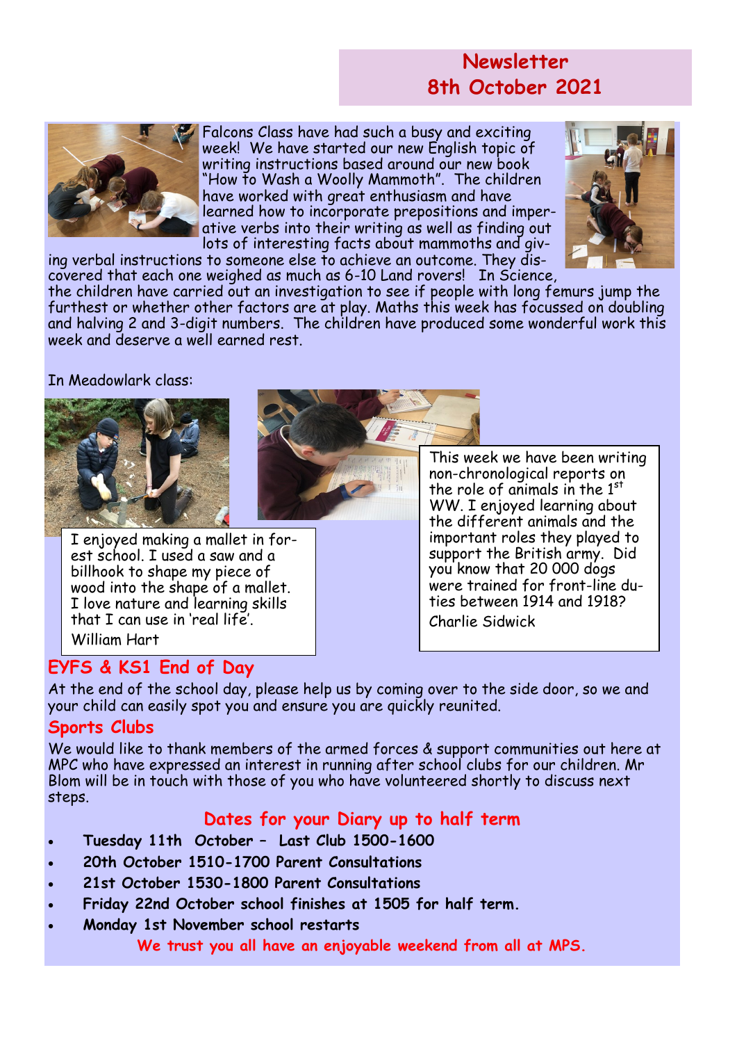# Newsletter
# 8th October 2021

Falcons Class have had such a busy and exciting week! We have started our new English topic of writing instructions based around our new book "How to Wash a Woolly Mammoth". The children have worked with great enthusiasm and have learned how to incorporate prepositions and imperative verbs into their writing as well as finding out lots of interesting facts about mammoths and giving verbal instructions to someone else to achieve an outcome. They discovered that each one weighed as much as 6-10 Land rovers! In Science, the children have carried out an investigation to see if people with long femurs jump the furthest or whether other factors are at play. Maths this week has focussed on doubling and halving 2 and 3-digit numbers. The children have produced some wonderful work this week and deserve a well earned rest.

In Meadowlark class:

I enjoyed making a mallet in forest school. I used a saw and a billhook to shape my piece of wood into the shape of a mallet. I love nature and learning skills that I can use in 'real life'.

William Hart

This week we have been writing non-chronological reports on the role of animals in the 1st WW. I enjoyed learning about the different animals and the important roles they played to support the British army. Did you know that 20 000 dogs were trained for front-line duties between 1914 and 1918?

Charlie Sidwick

## EYFS & KS1 End of Day

At the end of the school day, please help us by coming over to the side door, so we and your child can easily spot you and ensure you are quickly reunited.

## Sports Clubs

We would like to thank members of the armed forces & support communities out here at MPC who have expressed an interest in running after school clubs for our children. Mr Blom will be in touch with those of you who have volunteered shortly to discuss next steps.

## Dates for your Diary up to half term

- **Tuesday 11th October – Last Club 1500-1600**
- **20th October 1510-1700 Parent Consultations**
- **21st October 1530-1800 Parent Consultations**
- **Friday 22nd October school finishes at 1505 for half term.**
- **Monday 1st November school restarts**

**We trust you all have an enjoyable weekend from all at MPS.**